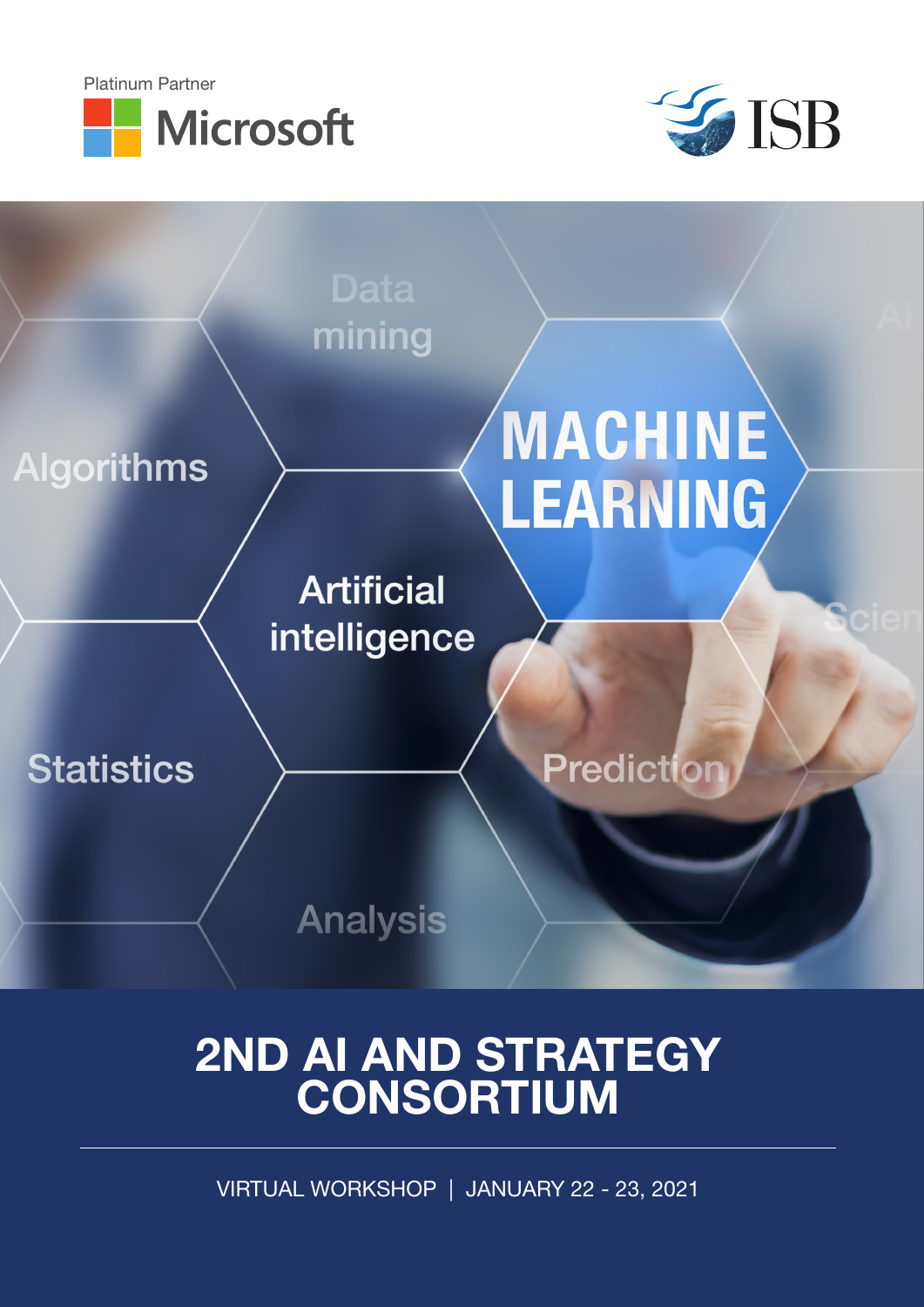Platinum Partner

Microsoft

ISB

# 2ND AI AND STRATEGY CONSORTIUM

VIRTUAL WORKSHOP | JANUARY 22 - 23, 2021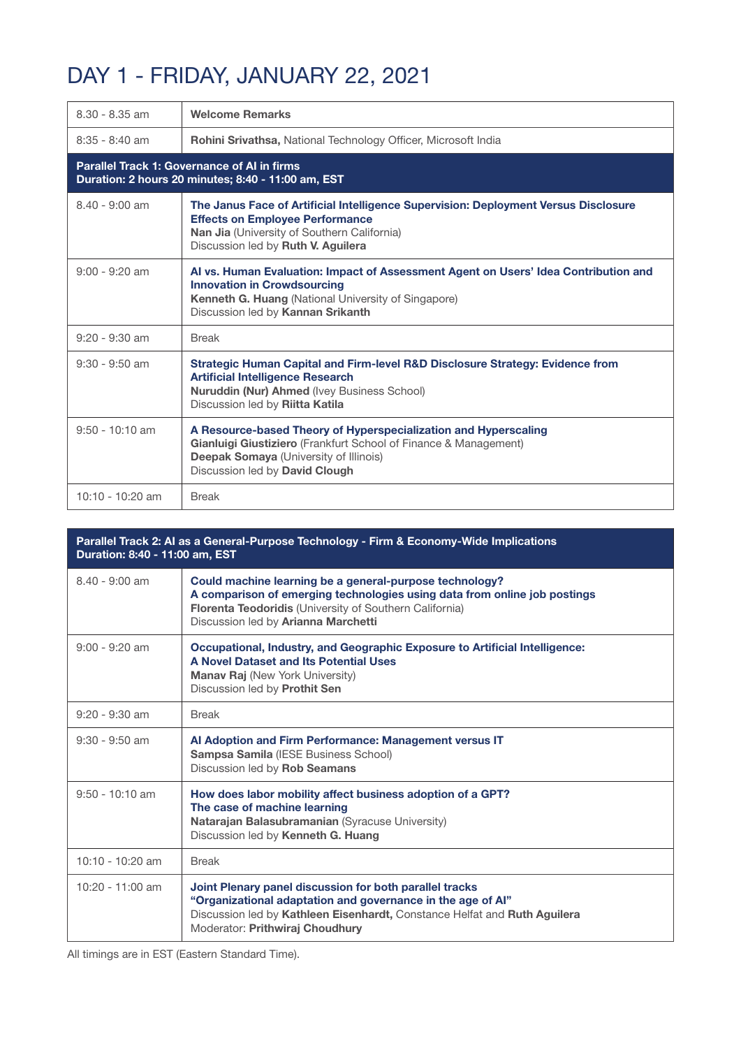# DAY 1 - FRIDAY, JANUARY 22, 2021

| | |
|---|---|
| 8.30 - 8.35 am | **Welcome Remarks** |
| 8:35 - 8:40 am | **Rohini Srivathsa,** National Technology Officer, Microsoft India |
| **Parallel Track 1: Governance of AI in firms**<br>**Duration: 2 hours 20 minutes; 8:40 - 11:00 am, EST** | |
| 8.40 - 9:00 am | **The Janus Face of Artificial Intelligence Supervision: Deployment Versus Disclosure Effects on Employee Performance**<br>**Nan Jia** (University of Southern California)<br>Discussion led by **Ruth V. Aguilera** |
| 9:00 - 9:20 am | **AI vs. Human Evaluation: Impact of Assessment Agent on Users' Idea Contribution and Innovation in Crowdsourcing**<br>**Kenneth G. Huang** (National University of Singapore)<br>Discussion led by **Kannan Srikanth** |
| 9:20 - 9:30 am | Break |
| 9:30 - 9:50 am | **Strategic Human Capital and Firm-level R&D Disclosure Strategy: Evidence from Artificial Intelligence Research**<br>**Nuruddin (Nur) Ahmed** (Ivey Business School)<br>Discussion led by **Riitta Katila** |
| 9:50 - 10:10 am | **A Resource-based Theory of Hyperspecialization and Hyperscaling**<br>**Gianluigi Giustiziero** (Frankfurt School of Finance & Management)<br>**Deepak Somaya** (University of Illinois)<br>Discussion led by **David Clough** |
| 10:10 - 10:20 am | Break |

| | |
|---|---|
| **Parallel Track 2: AI as a General-Purpose Technology - Firm & Economy-Wide Implications**<br>**Duration: 8:40 - 11:00 am, EST** | |
| 8.40 - 9:00 am | **Could machine learning be a general-purpose technology?**<br>**A comparison of emerging technologies using data from online job postings**<br>**Florenta Teodoridis** (University of Southern California)<br>Discussion led by **Arianna Marchetti** |
| 9:00 - 9:20 am | **Occupational, Industry, and Geographic Exposure to Artificial Intelligence: A Novel Dataset and Its Potential Uses**<br>**Manav Raj** (New York University)<br>Discussion led by **Prothit Sen** |
| 9:20 - 9:30 am | Break |
| 9:30 - 9:50 am | **AI Adoption and Firm Performance: Management versus IT**<br>**Sampsa Samila** (IESE Business School)<br>Discussion led by **Rob Seamans** |
| 9:50 - 10:10 am | **How does labor mobility affect business adoption of a GPT? The case of machine learning**<br>**Natarajan Balasubramanian** (Syracuse University)<br>Discussion led by **Kenneth G. Huang** |
| 10:10 - 10:20 am | Break |
| 10:20 - 11:00 am | **Joint Plenary panel discussion for both parallel tracks**<br>**"Organizational adaptation and governance in the age of AI"**<br>Discussion led by **Kathleen Eisenhardt,** Constance Helfat and **Ruth Aguilera**<br>Moderator: **Prithwiraj Choudhury** |

All timings are in EST (Eastern Standard Time).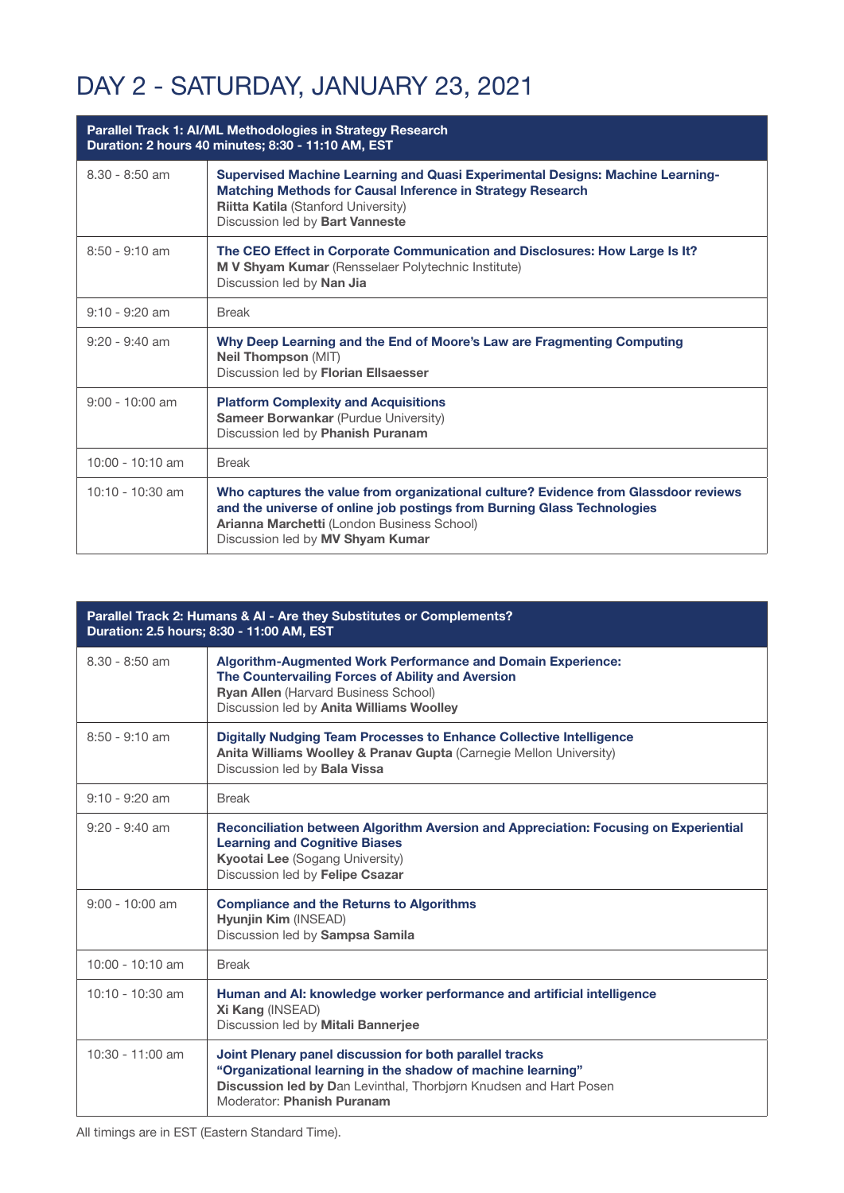# DAY 2 - SATURDAY, JANUARY 23, 2021

| **Parallel Track 1: AI/ML Methodologies in Strategy Research**<br>**Duration: 2 hours 40 minutes; 8:30 - 11:10 AM, EST** | |
|---|---|
| 8.30 - 8:50 am | **Supervised Machine Learning and Quasi Experimental Designs: Machine Learning-Matching Methods for Causal Inference in Strategy Research**<br>**Riitta Katila** (Stanford University)<br>Discussion led by **Bart Vanneste** |
| 8:50 - 9:10 am | **The CEO Effect in Corporate Communication and Disclosures: How Large Is It?**<br>**M V Shyam Kumar** (Rensselaer Polytechnic Institute)<br>Discussion led by **Nan Jia** |
| 9:10 - 9:20 am | Break |
| 9:20 - 9:40 am | **Why Deep Learning and the End of Moore's Law are Fragmenting Computing**<br>**Neil Thompson** (MIT)<br>Discussion led by **Florian Ellsaesser** |
| 9:00 - 10:00 am | **Platform Complexity and Acquisitions**<br>**Sameer Borwankar** (Purdue University)<br>Discussion led by **Phanish Puranam** |
| 10:00 - 10:10 am | Break |
| 10:10 - 10:30 am | **Who captures the value from organizational culture? Evidence from Glassdoor reviews and the universe of online job postings from Burning Glass Technologies**<br>**Arianna Marchetti** (London Business School)<br>Discussion led by **MV Shyam Kumar** |

| **Parallel Track 2: Humans & AI - Are they Substitutes or Complements?**<br>**Duration: 2.5 hours; 8:30 - 11:00 AM, EST** | |
|---|---|
| 8.30 - 8:50 am | **Algorithm-Augmented Work Performance and Domain Experience: The Countervailing Forces of Ability and Aversion**<br>**Ryan Allen** (Harvard Business School)<br>Discussion led by **Anita Williams Woolley** |
| 8:50 - 9:10 am | **Digitally Nudging Team Processes to Enhance Collective Intelligence**<br>**Anita Williams Woolley & Pranav Gupta** (Carnegie Mellon University)<br>Discussion led by **Bala Vissa** |
| 9:10 - 9:20 am | Break |
| 9:20 - 9:40 am | **Reconciliation between Algorithm Aversion and Appreciation: Focusing on Experiential Learning and Cognitive Biases**<br>**Kyootai Lee** (Sogang University)<br>Discussion led by **Felipe Csazar** |
| 9:00 - 10:00 am | **Compliance and the Returns to Algorithms**<br>**Hyunjin Kim** (INSEAD)<br>Discussion led by **Sampsa Samila** |
| 10:00 - 10:10 am | Break |
| 10:10 - 10:30 am | **Human and AI: knowledge worker performance and artificial intelligence**<br>**Xi Kang** (INSEAD)<br>Discussion led by **Mitali Bannerjee** |
| 10:30 - 11:00 am | **Joint Plenary panel discussion for both parallel tracks**<br>**"Organizational learning in the shadow of machine learning"**<br>**Discussion led by D**an Levinthal, Thorbjørn Knudsen and Hart Posen<br>Moderator: **Phanish Puranam** |

All timings are in EST (Eastern Standard Time).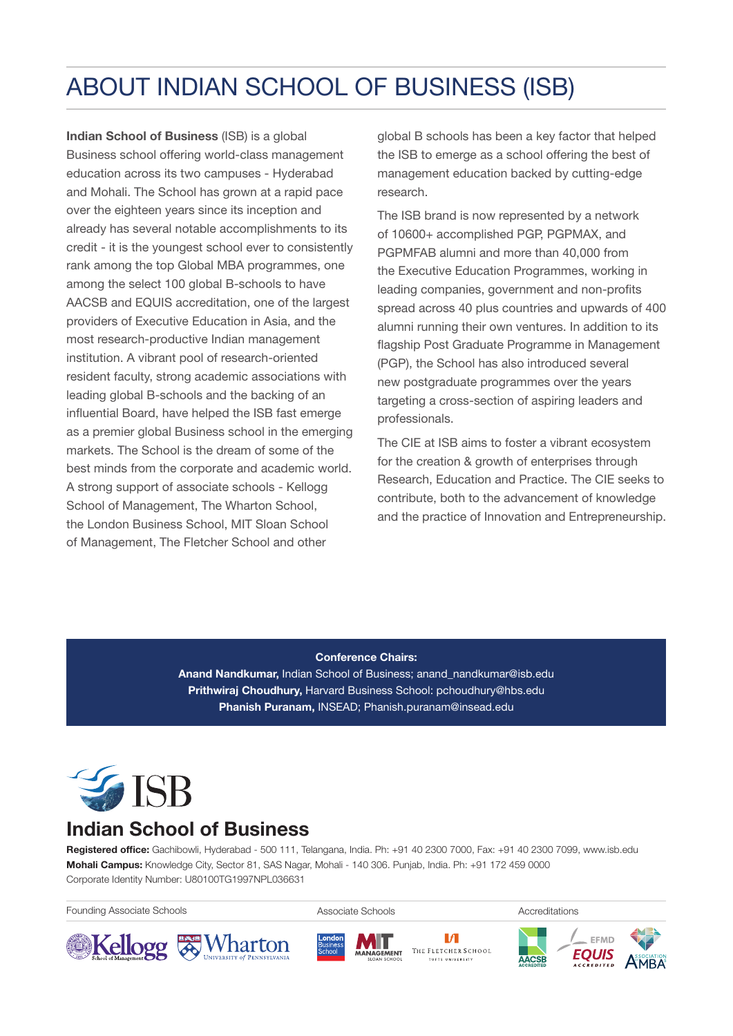# ABOUT INDIAN SCHOOL OF BUSINESS (ISB)

**Indian School of Business** (ISB) is a global Business school offering world-class management education across its two campuses - Hyderabad and Mohali. The School has grown at a rapid pace over the eighteen years since its inception and already has several notable accomplishments to its credit - it is the youngest school ever to consistently rank among the top Global MBA programmes, one among the select 100 global B-schools to have AACSB and EQUIS accreditation, one of the largest providers of Executive Education in Asia, and the most research-productive Indian management institution. A vibrant pool of research-oriented resident faculty, strong academic associations with leading global B-schools and the backing of an influential Board, have helped the ISB fast emerge as a premier global Business school in the emerging markets. The School is the dream of some of the best minds from the corporate and academic world. A strong support of associate schools - Kellogg School of Management, The Wharton School, the London Business School, MIT Sloan School of Management, The Fletcher School and other global B schools has been a key factor that helped the ISB to emerge as a school offering the best of management education backed by cutting-edge research.

The ISB brand is now represented by a network of 10600+ accomplished PGP, PGPMAX, and PGPMFAB alumni and more than 40,000 from the Executive Education Programmes, working in leading companies, government and non-profits spread across 40 plus countries and upwards of 400 alumni running their own ventures. In addition to its flagship Post Graduate Programme in Management (PGP), the School has also introduced several new postgraduate programmes over the years targeting a cross-section of aspiring leaders and professionals.

The CIE at ISB aims to foster a vibrant ecosystem for the creation & growth of enterprises through Research, Education and Practice. The CIE seeks to contribute, both to the advancement of knowledge and the practice of Innovation and Entrepreneurship.

**Conference Chairs:**
**Anand Nandkumar,** Indian School of Business; anand_nandkumar@isb.edu
**Prithwiraj Choudhury,** Harvard Business School: pchoudhury@hbs.edu
**Phanish Puranam,** INSEAD; Phanish.puranam@insead.edu

ISB

## Indian School of Business

**Registered office:** Gachibowli, Hyderabad - 500 111, Telangana, India. Ph: +91 40 2300 7000, Fax: +91 40 2300 7099, www.isb.edu
**Mohali Campus:** Knowledge City, Sector 81, SAS Nagar, Mohali - 140 306. Punjab, India. Ph: +91 172 459 0000
Corporate Identity Number: U80100TG1997NPL036631

Founding Associate Schools: Kellogg School of Management; Wharton University of Pennsylvania

Associate Schools: London Business School; MIT Management Sloan School; The Fletcher School Tufts University

Accreditations: AACSB Accredited; EFMD EQUIS Accredited; Association of MBAs (AMBA)